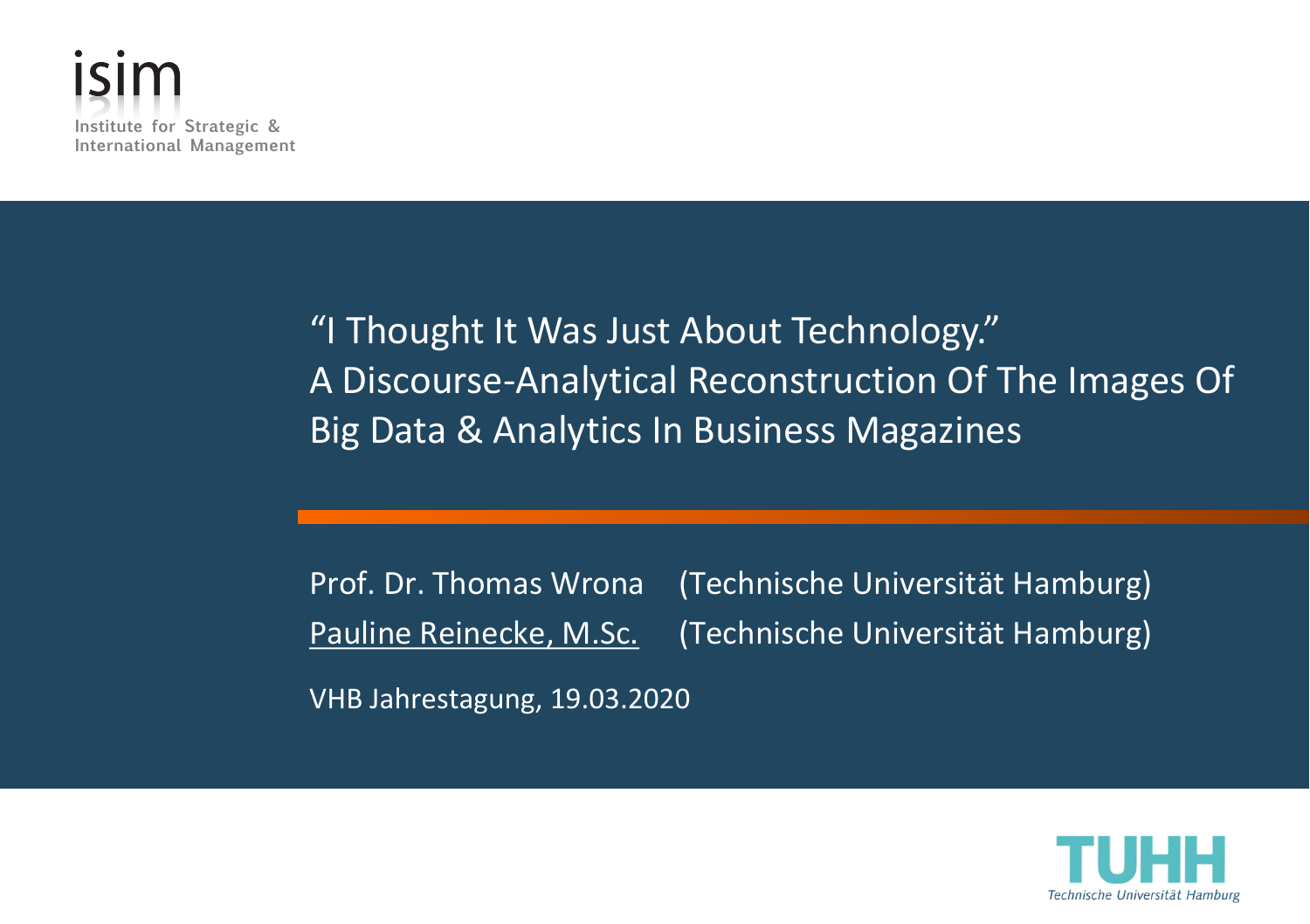isim
Institute for Strategic &
International Management

# "I Thought It Was Just About Technology." A Discourse-Analytical Reconstruction Of The Images Of Big Data & Analytics In Business Magazines

Prof. Dr. Thomas Wrona (Technische Universität Hamburg)
Pauline Reinecke, M.Sc. (Technische Universität Hamburg)

VHB Jahrestagung, 19.03.2020

TUHH
Technische Universität Hamburg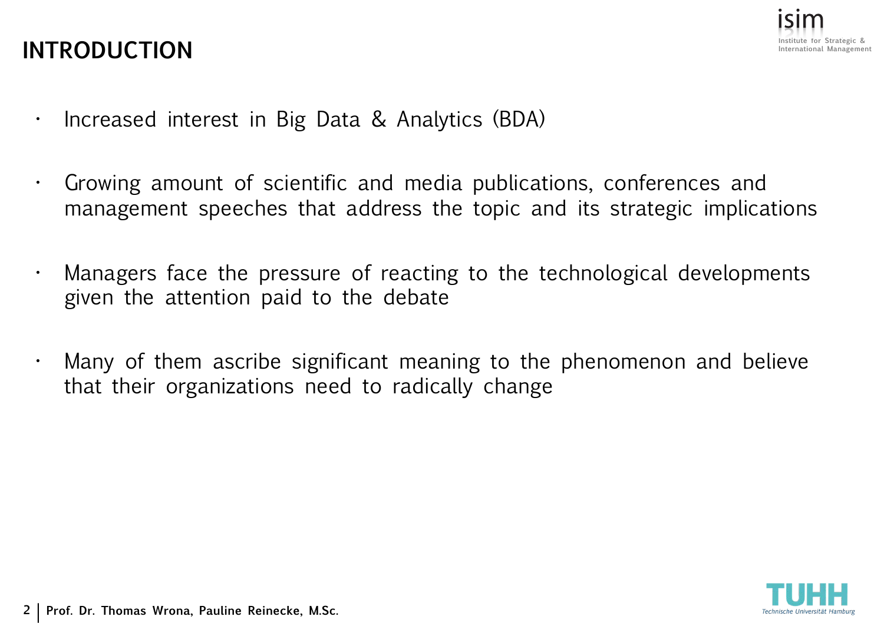# INTRODUCTION

- Increased interest in Big Data & Analytics (BDA)
- Growing amount of scientific and media publications, conferences and management speeches that address the topic and its strategic implications
- Managers face the pressure of reacting to the technological developments given the attention paid to the debate
- Many of them ascribe significant meaning to the phenomenon and believe that their organizations need to radically change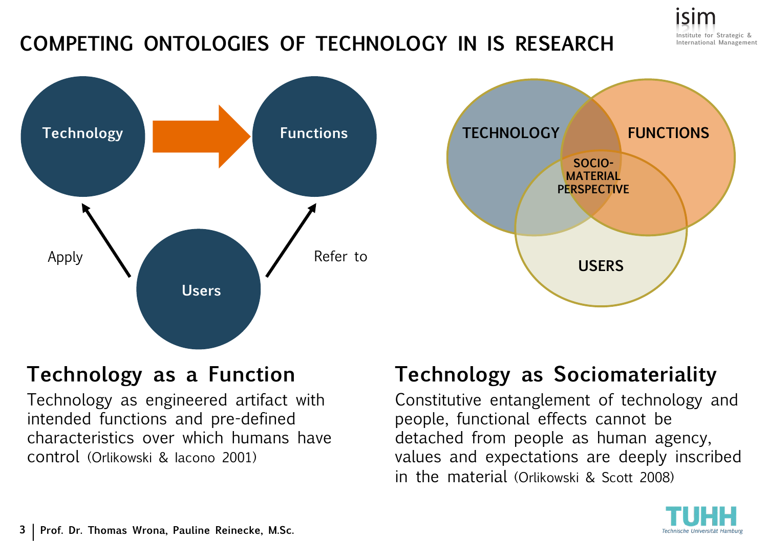# COMPETING ONTOLOGIES OF TECHNOLOGY IN IS RESEARCH

Technology → Functions

Users: Apply (Technology), Refer to (Functions)

TECHNOLOGY, FUNCTIONS, USERS — SOCIO-MATERIAL PERSPECTIVE

## Technology as a Function

Technology as engineered artifact with intended functions and pre-defined characteristics over which humans have control (Orlikowski & Iacono 2001)

## Technology as Sociomateriality

Constitutive entanglement of technology and people, functional effects cannot be detached from people as human agency, values and expectations are deeply inscribed in the material (Orlikowski & Scott 2008)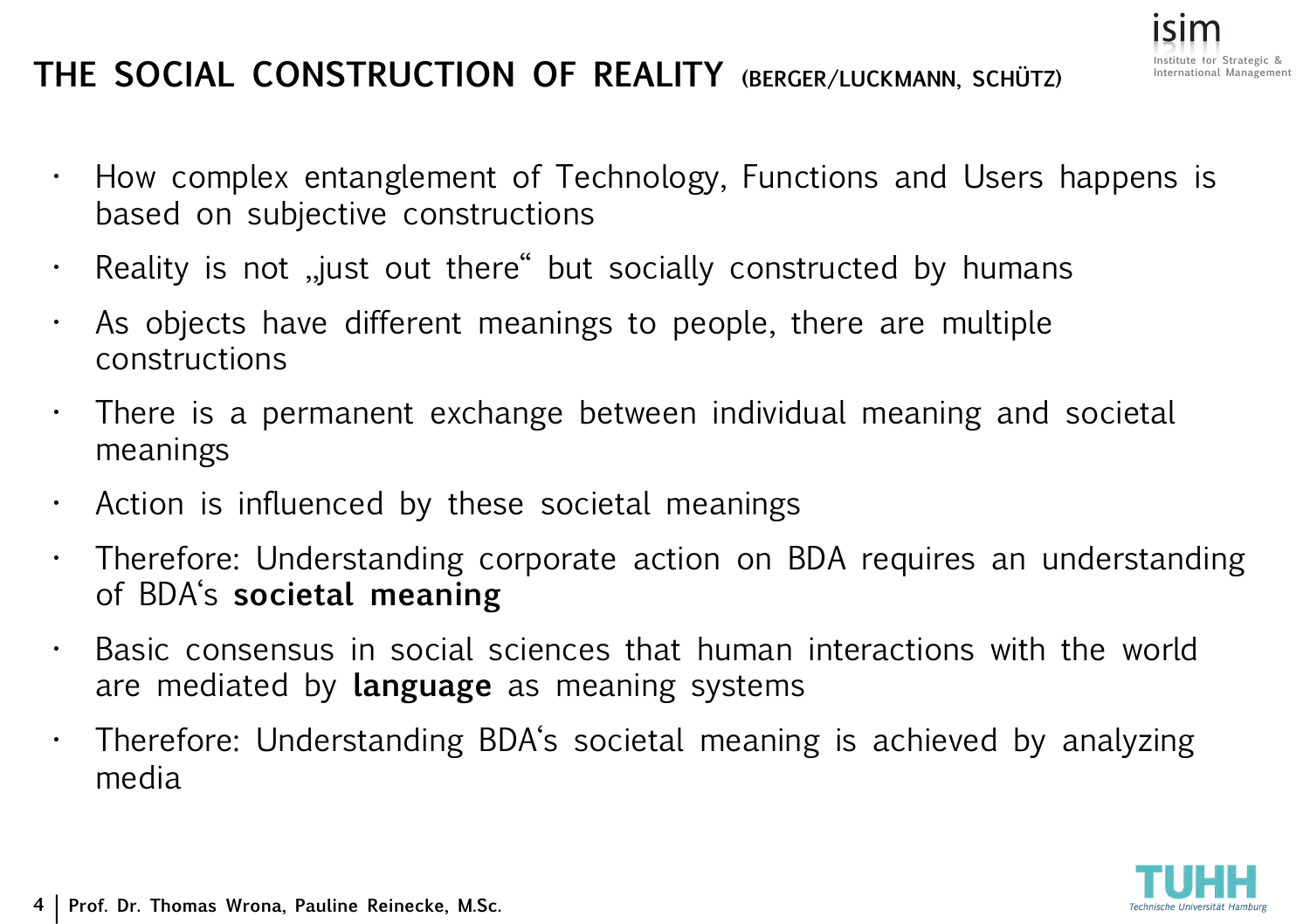# THE SOCIAL CONSTRUCTION OF REALITY (BERGER/LUCKMANN, SCHÜTZ)

- How complex entanglement of Technology, Functions and Users happens is based on subjective constructions
- Reality is not „just out there“ but socially constructed by humans
- As objects have different meanings to people, there are multiple constructions
- There is a permanent exchange between individual meaning and societal meanings
- Action is influenced by these societal meanings
- Therefore: Understanding corporate action on BDA requires an understanding of BDA‘s **societal meaning**
- Basic consensus in social sciences that human interactions with the world are mediated by **language** as meaning systems
- Therefore: Understanding BDA‘s societal meaning is achieved by analyzing media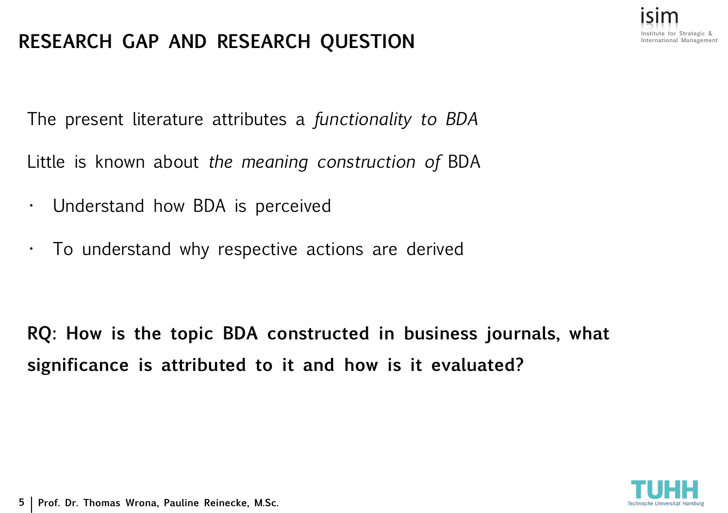# RESEARCH GAP AND RESEARCH QUESTION

The present literature attributes a *functionality to BDA*

Little is known about *the meaning construction of* BDA

- Understand how BDA is perceived
- To understand why respective actions are derived

**RQ: How is the topic BDA constructed in business journals, what significance is attributed to it and how is it evaluated?**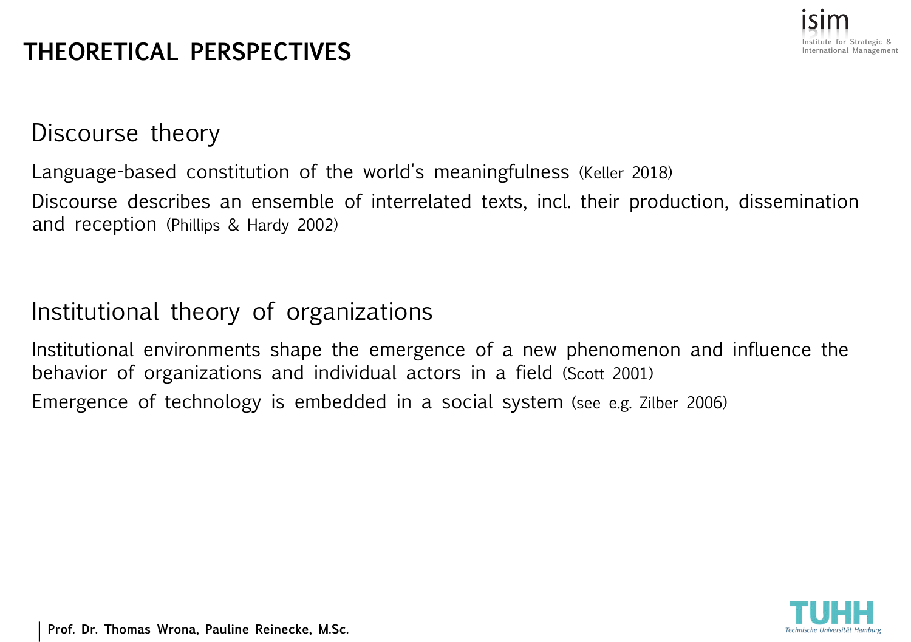# THEORETICAL PERSPECTIVES

## Discourse theory

Language-based constitution of the world's meaningfulness (Keller 2018)

Discourse describes an ensemble of interrelated texts, incl. their production, dissemination and reception (Phillips & Hardy 2002)

## Institutional theory of organizations

Institutional environments shape the emergence of a new phenomenon and influence the behavior of organizations and individual actors in a field (Scott 2001)

Emergence of technology is embedded in a social system (see e.g. Zilber 2006)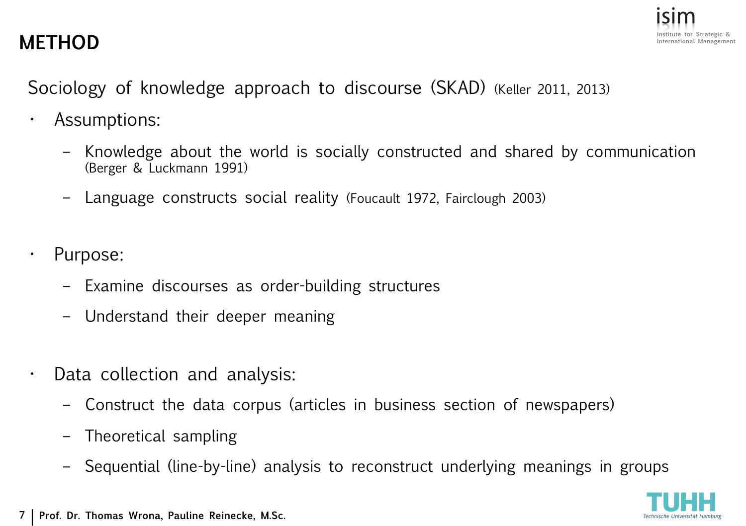# METHOD

Sociology of knowledge approach to discourse (SKAD) (Keller 2011, 2013)

- Assumptions:
  - Knowledge about the world is socially constructed and shared by communication (Berger & Luckmann 1991)
  - Language constructs social reality (Foucault 1972, Fairclough 2003)

- Purpose:
  - Examine discourses as order-building structures
  - Understand their deeper meaning

- Data collection and analysis:
  - Construct the data corpus (articles in business section of newspapers)
  - Theoretical sampling
  - Sequential (line-by-line) analysis to reconstruct underlying meanings in groups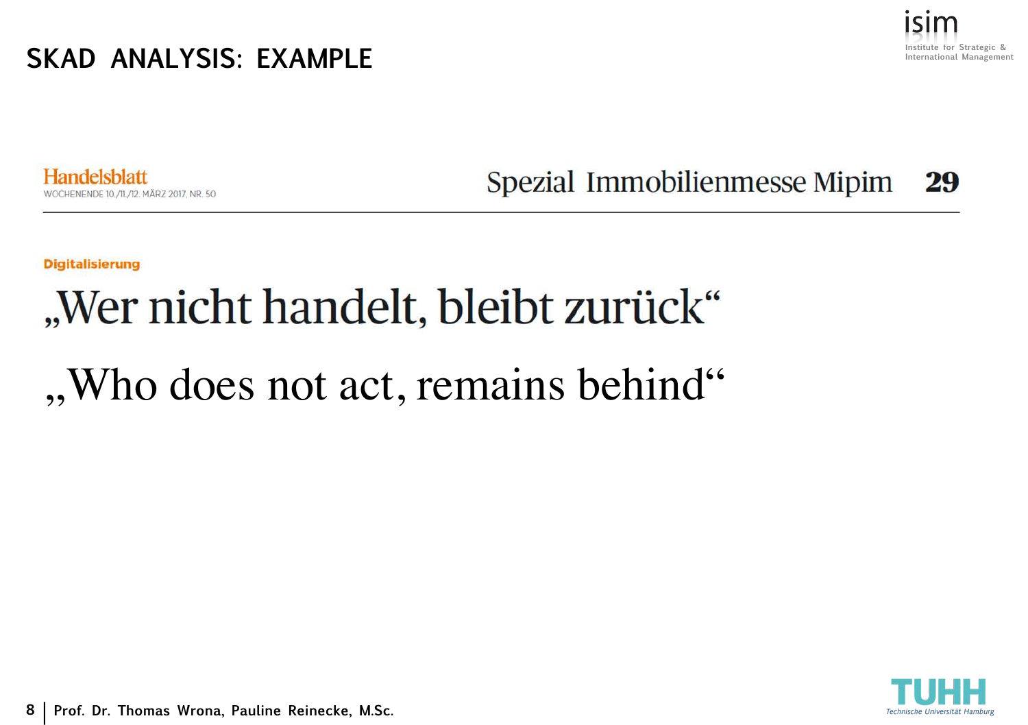# SKAD ANALYSIS: EXAMPLE

Handelsblatt
WOCHENENDE 10./11./12. MÄRZ 2017, NR. 50

Spezial Immobilienmesse Mipim 29

Digitalisierung

## „Wer nicht handelt, bleibt zurück"

## „Who does not act, remains behind"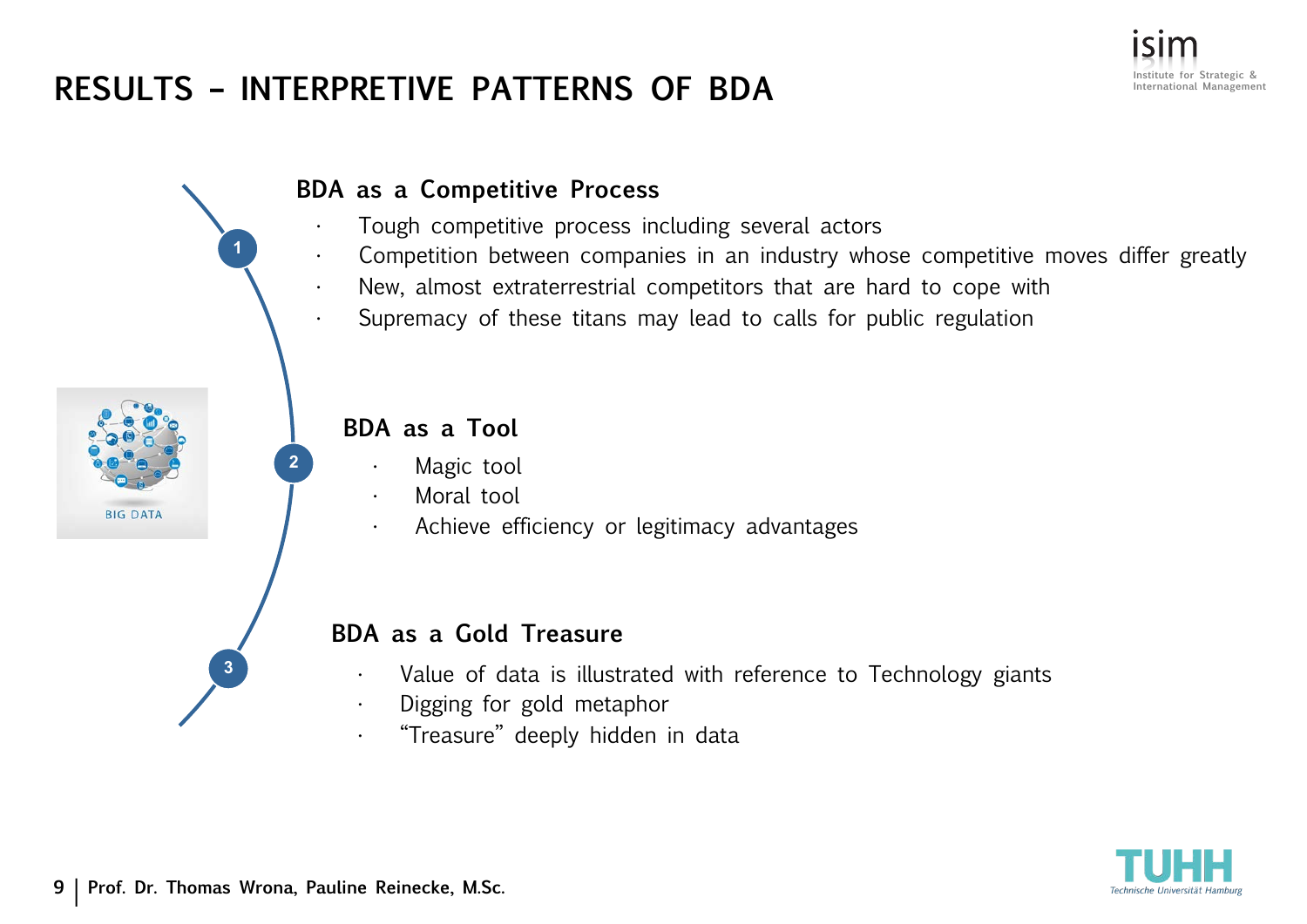# RESULTS – INTERPRETIVE PATTERNS OF BDA

## 1 BDA as a Competitive Process

- Tough competitive process including several actors
- Competition between companies in an industry whose competitive moves differ greatly
- New, almost extraterrestrial competitors that are hard to cope with
- Supremacy of these titans may lead to calls for public regulation

## 2 BDA as a Tool

- Magic tool
- Moral tool
- Achieve efficiency or legitimacy advantages

## 3 BDA as a Gold Treasure

- Value of data is illustrated with reference to Technology giants
- Digging for gold metaphor
- “Treasure” deeply hidden in data

Prof. Dr. Thomas Wrona, Pauline Reinecke, M.Sc.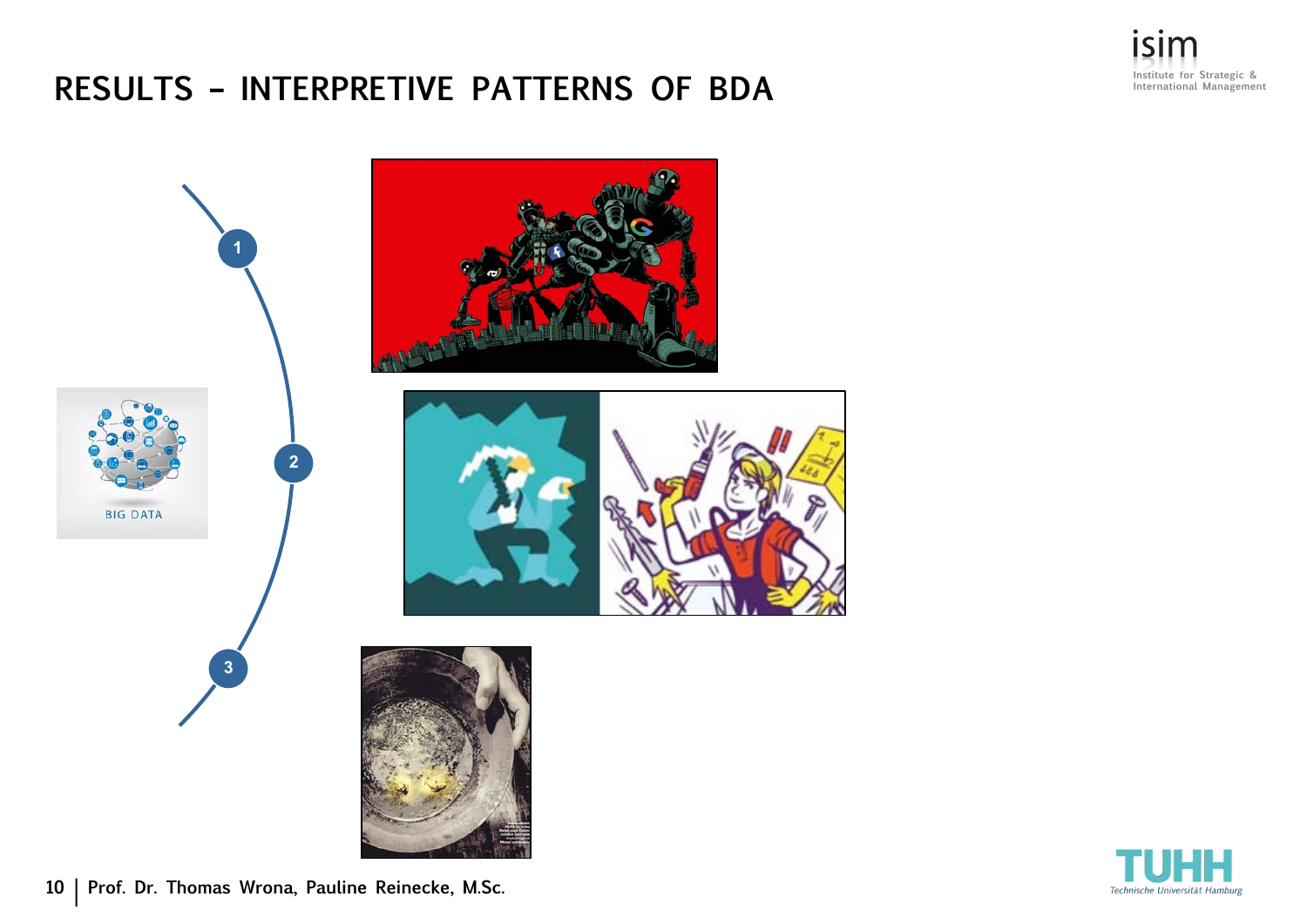# RESULTS – INTERPRETIVE PATTERNS OF BDA

1

2

3

BIG DATA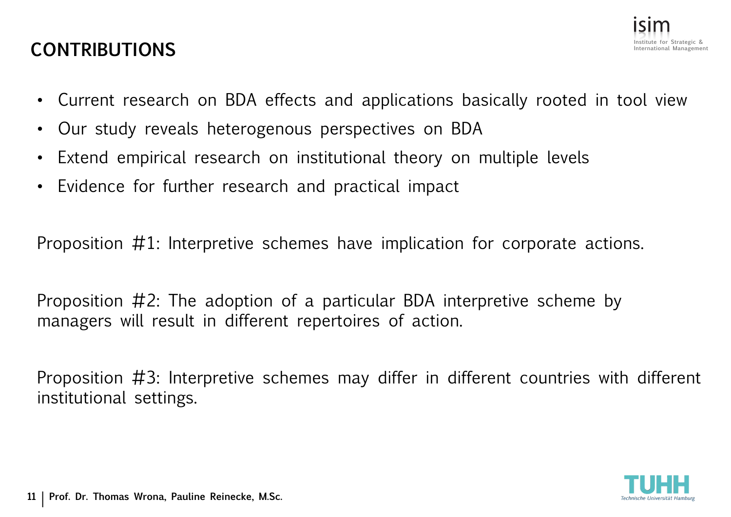# CONTRIBUTIONS

- Current research on BDA effects and applications basically rooted in tool view
- Our study reveals heterogenous perspectives on BDA
- Extend empirical research on institutional theory on multiple levels
- Evidence for further research and practical impact

Proposition #1: Interpretive schemes have implication for corporate actions.

Proposition #2: The adoption of a particular BDA interpretive scheme by managers will result in different repertoires of action.

Proposition #3: Interpretive schemes may differ in different countries with different institutional settings.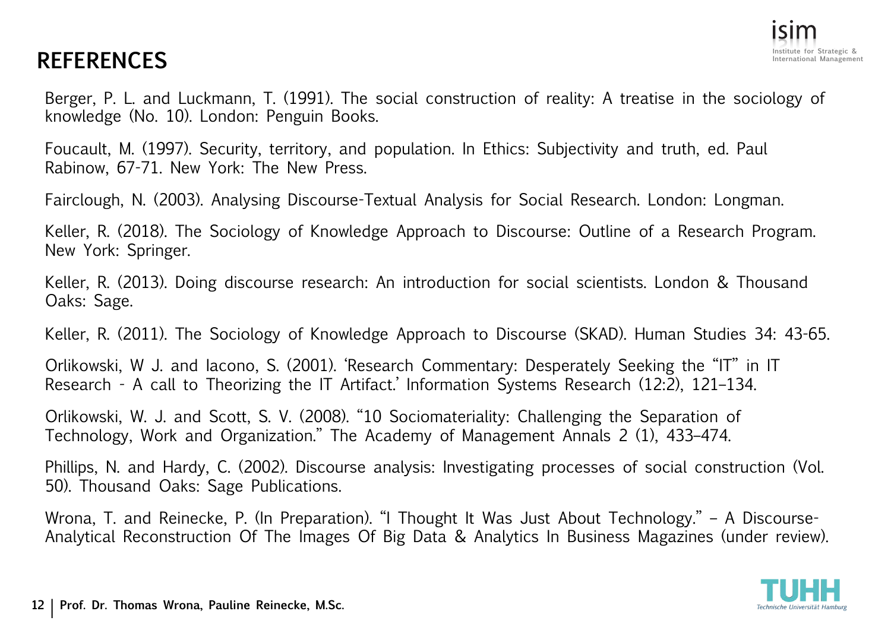## REFERENCES

Berger, P. L. and Luckmann, T. (1991). The social construction of reality: A treatise in the sociology of knowledge (No. 10). London: Penguin Books.

Foucault, M. (1997). Security, territory, and population. In Ethics: Subjectivity and truth, ed. Paul Rabinow, 67-71. New York: The New Press.

Fairclough, N. (2003). Analysing Discourse-Textual Analysis for Social Research. London: Longman.

Keller, R. (2018). The Sociology of Knowledge Approach to Discourse: Outline of a Research Program. New York: Springer.

Keller, R. (2013). Doing discourse research: An introduction for social scientists. London & Thousand Oaks: Sage.

Keller, R. (2011). The Sociology of Knowledge Approach to Discourse (SKAD). Human Studies 34: 43-65.

Orlikowski, W J. and Iacono, S. (2001). 'Research Commentary: Desperately Seeking the "IT" in IT Research - A call to Theorizing the IT Artifact.' Information Systems Research (12:2), 121–134.

Orlikowski, W. J. and Scott, S. V. (2008). "10 Sociomateriality: Challenging the Separation of Technology, Work and Organization." The Academy of Management Annals 2 (1), 433–474.

Phillips, N. and Hardy, C. (2002). Discourse analysis: Investigating processes of social construction (Vol. 50). Thousand Oaks: Sage Publications.

Wrona, T. and Reinecke, P. (In Preparation). "I Thought It Was Just About Technology." – A Discourse-Analytical Reconstruction Of The Images Of Big Data & Analytics In Business Magazines (under review).